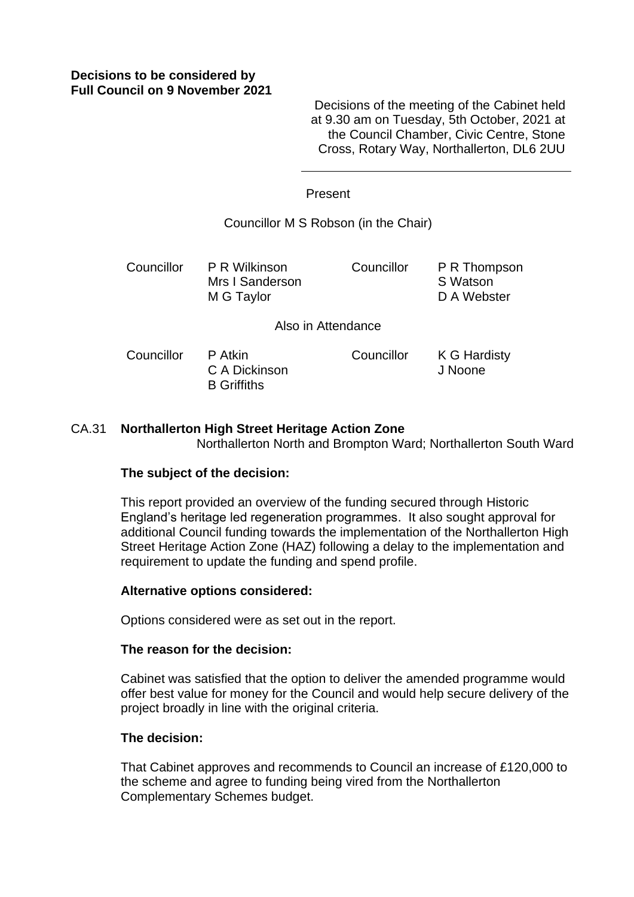**Decisions to be considered by Full Council on 9 November 2021**

Decisions of the meeting of the Cabinet held at 9.30 am on Tuesday, 5th October, 2021 at the Council Chamber, Civic Centre, Stone Cross, Rotary Way, Northallerton, DL6 2UU

---

Present

Councillor M S Robson (in the Chair)

| Councillor | P R Wilkinson | Councillor | P R Thompson |
|---|---|---|---|
| | Mrs I Sanderson | | S Watson |
| | M G Taylor | | D A Webster |

Also in Attendance

| Councillor | P Atkin | Councillor | K G Hardisty |
|---|---|---|---|
| | C A Dickinson | | J Noone |
| | B Griffiths | | |

CA.31 **Northallerton High Street Heritage Action Zone**
Northallerton North and Brompton Ward; Northallerton South Ward

**The subject of the decision:**

This report provided an overview of the funding secured through Historic England's heritage led regeneration programmes. It also sought approval for additional Council funding towards the implementation of the Northallerton High Street Heritage Action Zone (HAZ) following a delay to the implementation and requirement to update the funding and spend profile.

**Alternative options considered:**

Options considered were as set out in the report.

**The reason for the decision:**

Cabinet was satisfied that the option to deliver the amended programme would offer best value for money for the Council and would help secure delivery of the project broadly in line with the original criteria.

**The decision:**

That Cabinet approves and recommends to Council an increase of £120,000 to the scheme and agree to funding being vired from the Northallerton Complementary Schemes budget.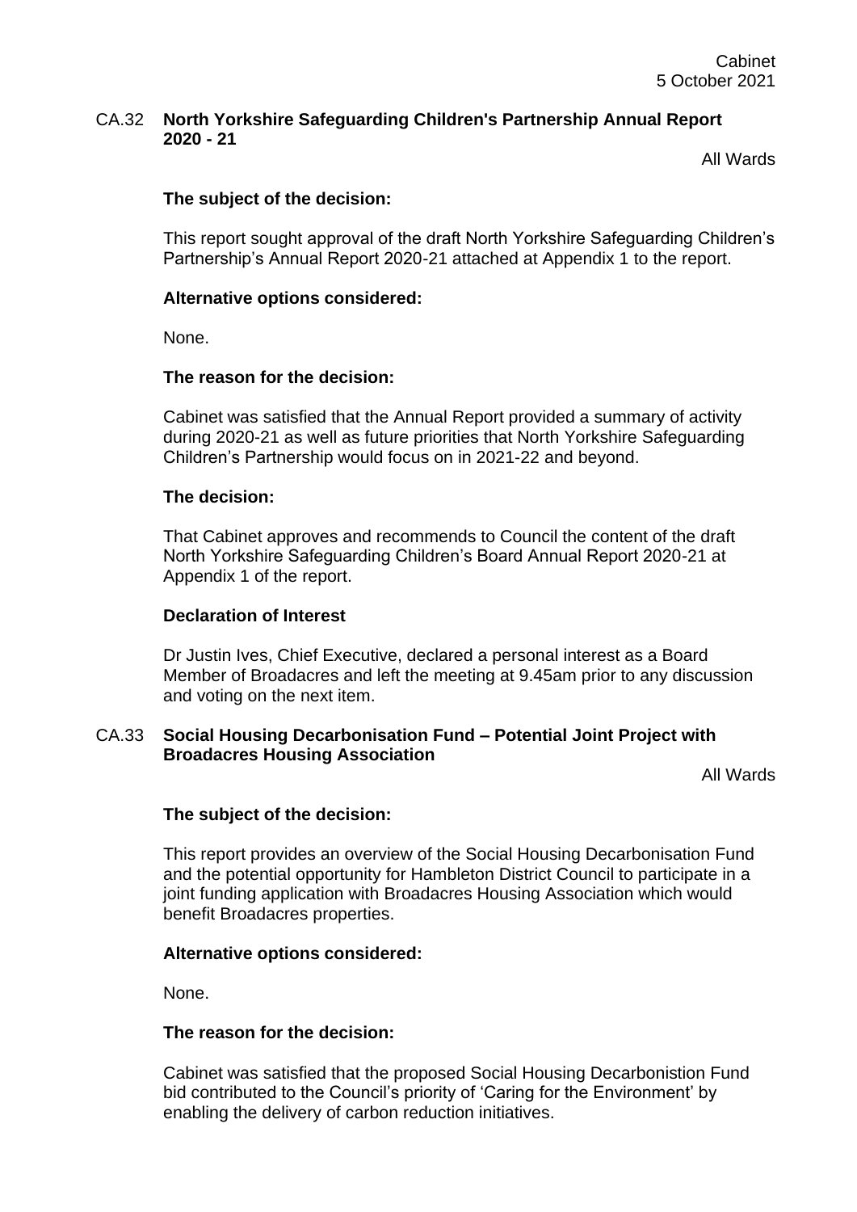## CA.32 North Yorkshire Safeguarding Children's Partnership Annual Report 2020 - 21

All Wards

**The subject of the decision:**

This report sought approval of the draft North Yorkshire Safeguarding Children's Partnership's Annual Report 2020-21 attached at Appendix 1 to the report.

**Alternative options considered:**

None.

**The reason for the decision:**

Cabinet was satisfied that the Annual Report provided a summary of activity during 2020-21 as well as future priorities that North Yorkshire Safeguarding Children's Partnership would focus on in 2021-22 and beyond.

**The decision:**

That Cabinet approves and recommends to Council the content of the draft North Yorkshire Safeguarding Children's Board Annual Report 2020-21 at Appendix 1 of the report.

**Declaration of Interest**

Dr Justin Ives, Chief Executive, declared a personal interest as a Board Member of Broadacres and left the meeting at 9.45am prior to any discussion and voting on the next item.

## CA.33 Social Housing Decarbonisation Fund – Potential Joint Project with Broadacres Housing Association

All Wards

**The subject of the decision:**

This report provides an overview of the Social Housing Decarbonisation Fund and the potential opportunity for Hambleton District Council to participate in a joint funding application with Broadacres Housing Association which would benefit Broadacres properties.

**Alternative options considered:**

None.

**The reason for the decision:**

Cabinet was satisfied that the proposed Social Housing Decarbonistion Fund bid contributed to the Council's priority of 'Caring for the Environment' by enabling the delivery of carbon reduction initiatives.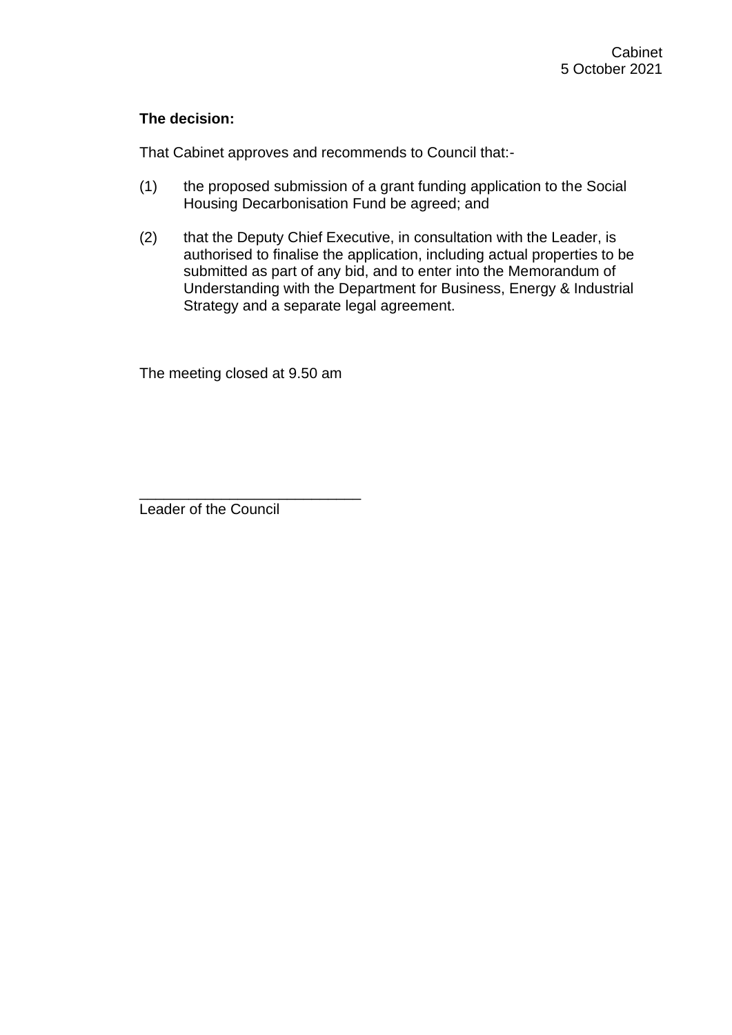**The decision:**

That Cabinet approves and recommends to Council that:-

(1) the proposed submission of a grant funding application to the Social Housing Decarbonisation Fund be agreed; and

(2) that the Deputy Chief Executive, in consultation with the Leader, is authorised to finalise the application, including actual properties to be submitted as part of any bid, and to enter into the Memorandum of Understanding with the Department for Business, Energy & Industrial Strategy and a separate legal agreement.

The meeting closed at 9.50 am

___________________________

Leader of the Council